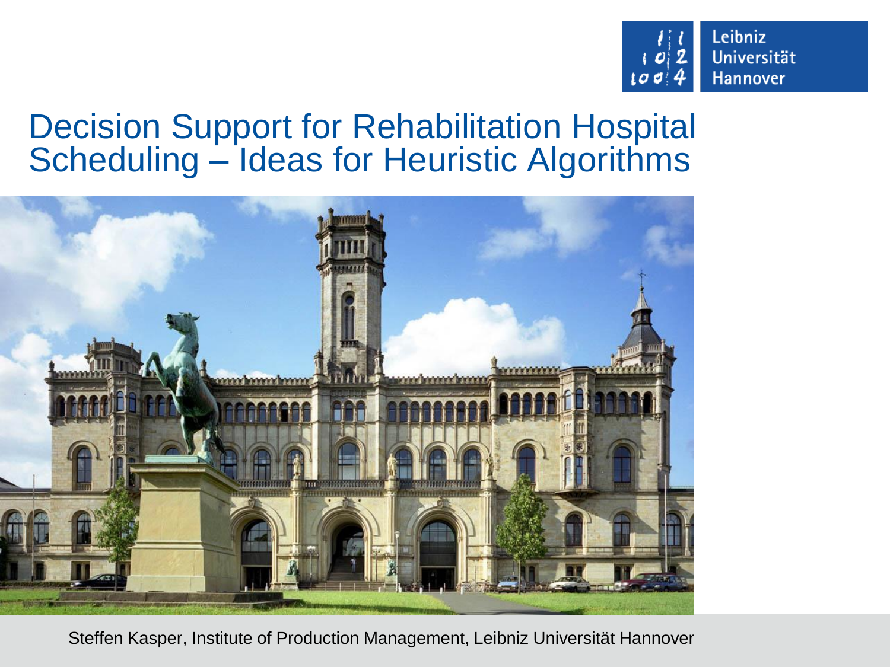# Decision Support for Rehabilitation Hospital Scheduling – Ideas for Heuristic Algorithms

Steffen Kasper, Institute of Production Management, Leibniz Universität Hannover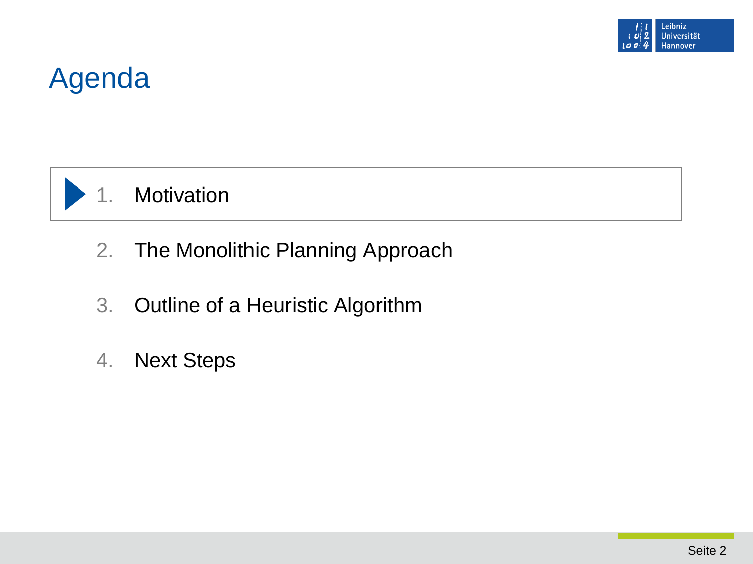# Agenda

1. Motivation
2. The Monolithic Planning Approach
3. Outline of a Heuristic Algorithm
4. Next Steps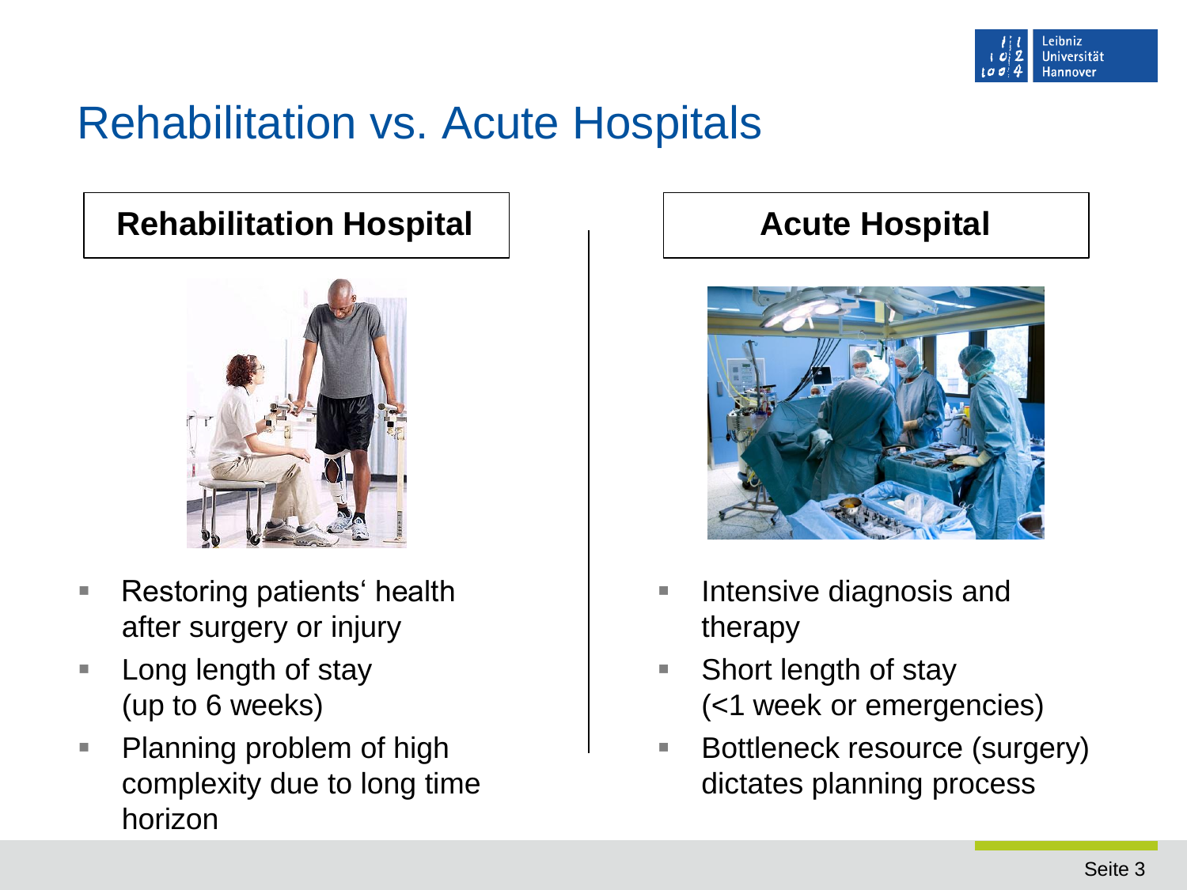# Rehabilitation vs. Acute Hospitals

## Rehabilitation Hospital

- Restoring patients‘ health after surgery or injury
- Long length of stay (up to 6 weeks)
- Planning problem of high complexity due to long time horizon

## Acute Hospital

- Intensive diagnosis and therapy
- Short length of stay (<1 week or emergencies)
- Bottleneck resource (surgery) dictates planning process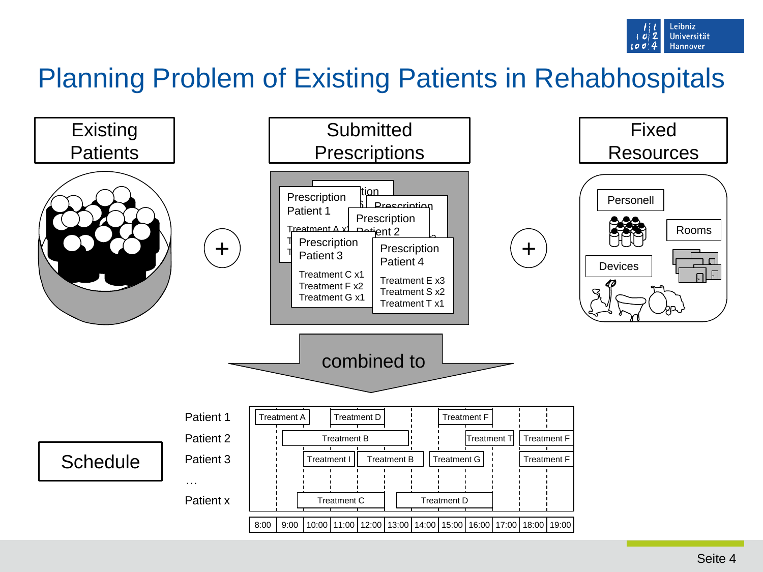# Planning Problem of Existing Patients in Rehabhospitals

**Existing Patients** + **Submitted Prescriptions** + **Fixed Resources**

Prescription Patient 1
Treatment A x1

Prescription Patient 2

Prescription Patient 3
- Treatment C x1
- Treatment F x2
- Treatment G x1

Prescription Patient 4
- Treatment E x3
- Treatment S x2
- Treatment T x1

Fixed Resources:
- Personell
- Rooms
- Devices

combined to

**Schedule**

| | 8:00 | 9:00 | 10:00 | 11:00 | 12:00 | 13:00 | 14:00 | 15:00 | 16:00 | 17:00 | 18:00 | 19:00 |
|---|---|---|---|---|---|---|---|---|---|---|---|---|
| Patient 1 | Treatment A | | | Treatment D | | | | Treatment F | | | | |
| Patient 2 | | Treatment B | | | | | | | Treatment T | | Treatment F | |
| Patient 3 | | | Treatment I | | Treatment B | | Treatment G | | | | Treatment F | |
| … | | | | | | | | | | | | |
| Patient x | | | Treatment C | | | | Treatment D | | | | | |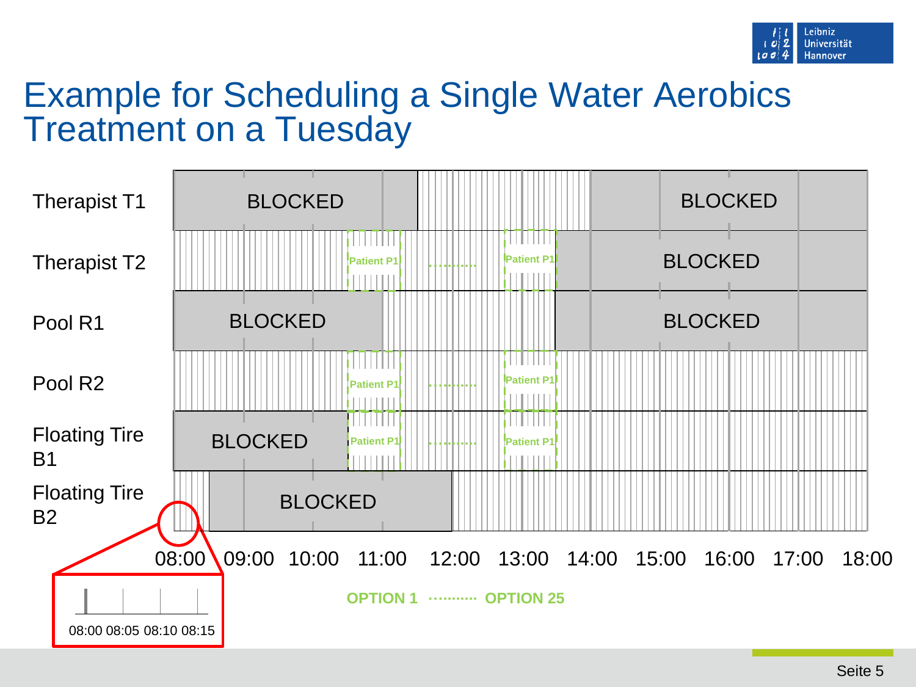# Example for Scheduling a Single Water Aerobics Treatment on a Tuesday

Therapist T1 — BLOCKED — BLOCKED

Therapist T2 — Patient P1 ·········· Patient P1 — BLOCKED

Pool R1 — BLOCKED — BLOCKED

Pool R2 — Patient P1 ·········· Patient P1

Floating Tire B1 — BLOCKED — Patient P1 ·········· Patient P1

Floating Tire B2 — BLOCKED

08:00 09:00 10:00 11:00 12:00 13:00 14:00 15:00 16:00 17:00 18:00

08:00 08:05 08:10 08:15

OPTION 1 ·········· OPTION 25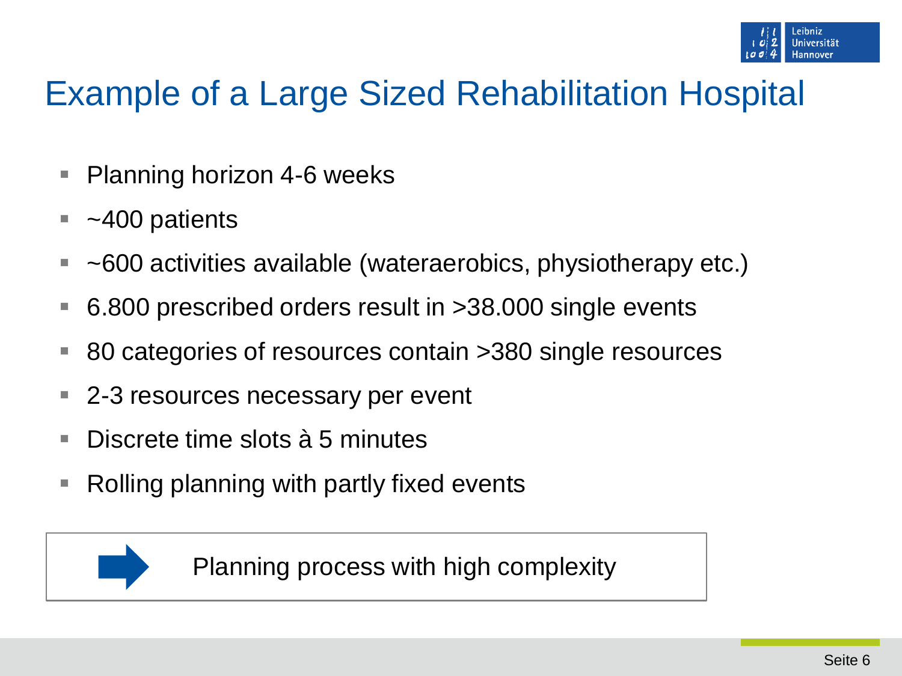# Example of a Large Sized Rehabilitation Hospital

- Planning horizon 4-6 weeks
- ~400 patients
- ~600 activities available (wateraerobics, physiotherapy etc.)
- 6.800 prescribed orders result in >38.000 single events
- 80 categories of resources contain >380 single resources
- 2-3 resources necessary per event
- Discrete time slots à 5 minutes
- Rolling planning with partly fixed events

➡ Planning process with high complexity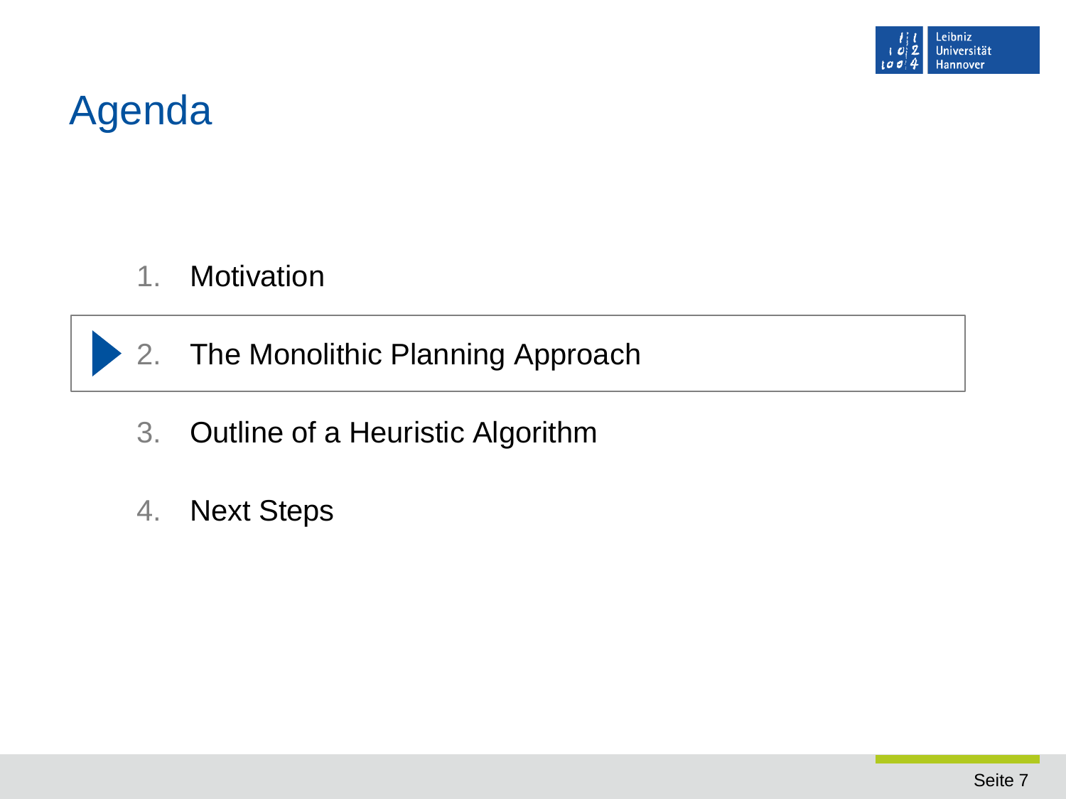# Agenda

1. Motivation
2. The Monolithic Planning Approach
3. Outline of a Heuristic Algorithm
4. Next Steps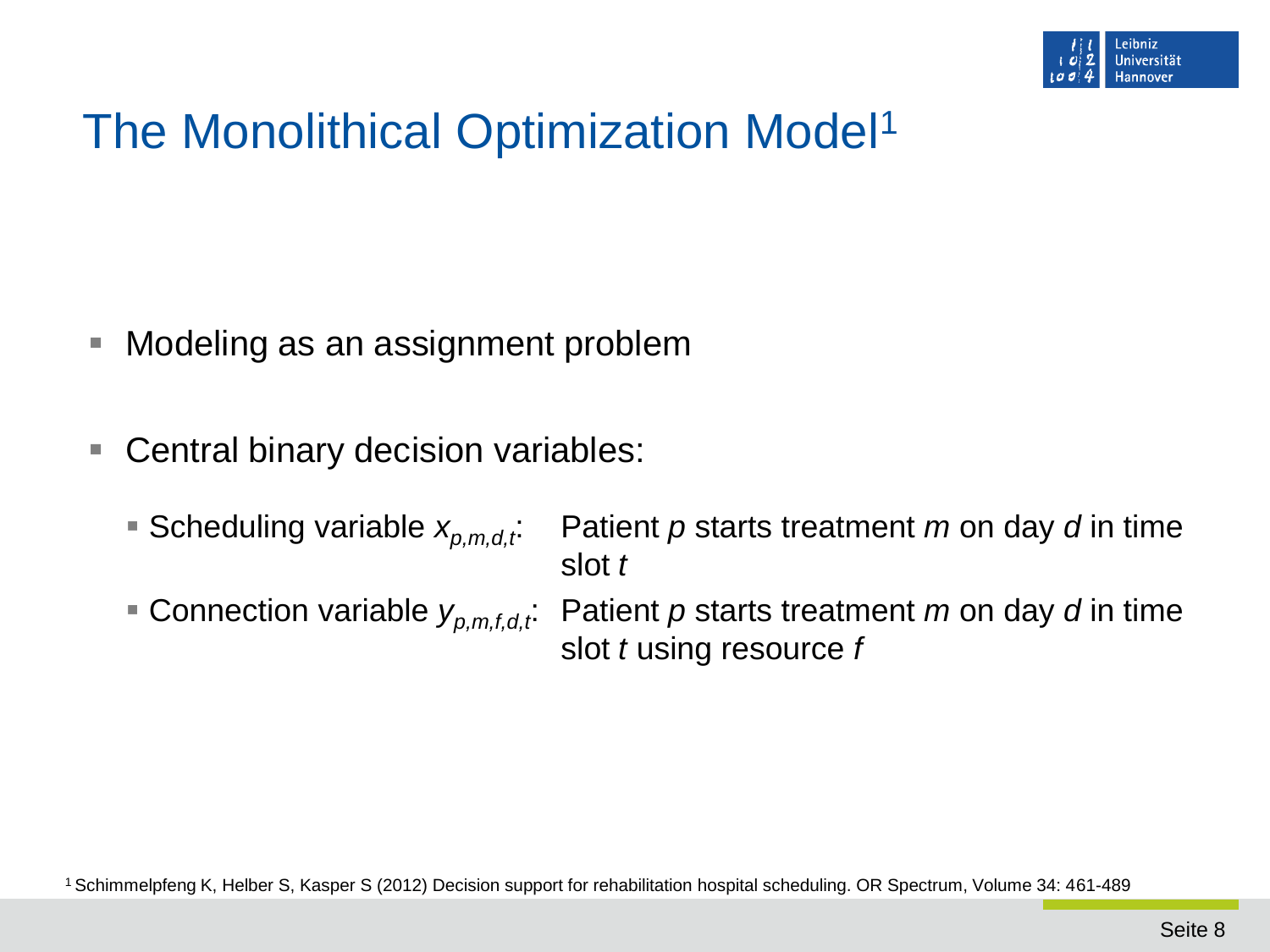# The Monolithical Optimization Model[1]

- Modeling as an assignment problem
- Central binary decision variables:
  - Scheduling variable $x_{p,m,d,t}$: Patient $p$ starts treatment $m$ on day $d$ in time slot $t$
  - Connection variable $y_{p,m,f,d,t}$: Patient $p$ starts treatment $m$ on day $d$ in time slot $t$ using resource $f$

[1] Schimmelpfeng K, Helber S, Kasper S (2012) Decision support for rehabilitation hospital scheduling. OR Spectrum, Volume 34: 461-489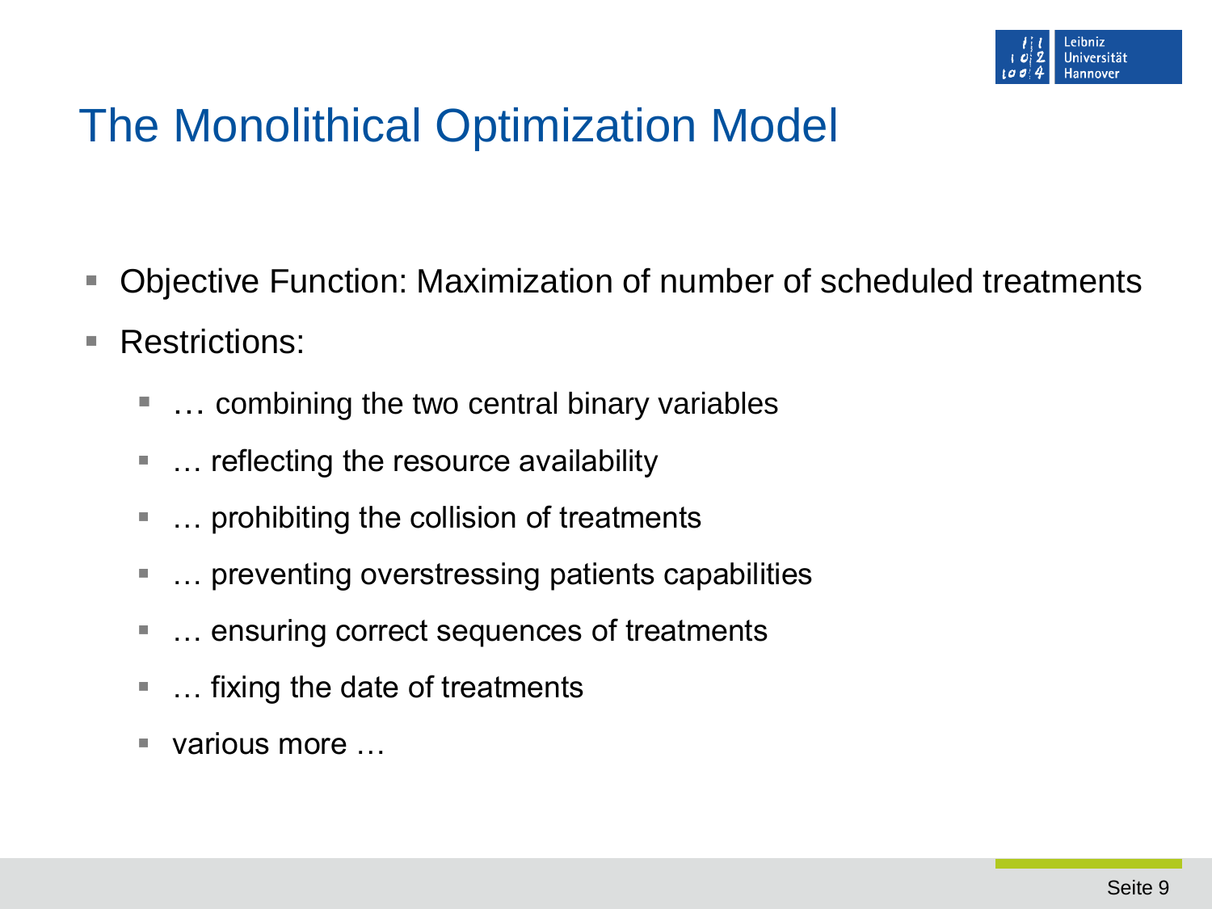# The Monolithical Optimization Model

- Objective Function: Maximization of number of scheduled treatments
- Restrictions:
  - … combining the two central binary variables
  - … reflecting the resource availability
  - … prohibiting the collision of treatments
  - … preventing overstressing patients capabilities
  - … ensuring correct sequences of treatments
  - … fixing the date of treatments
  - various more …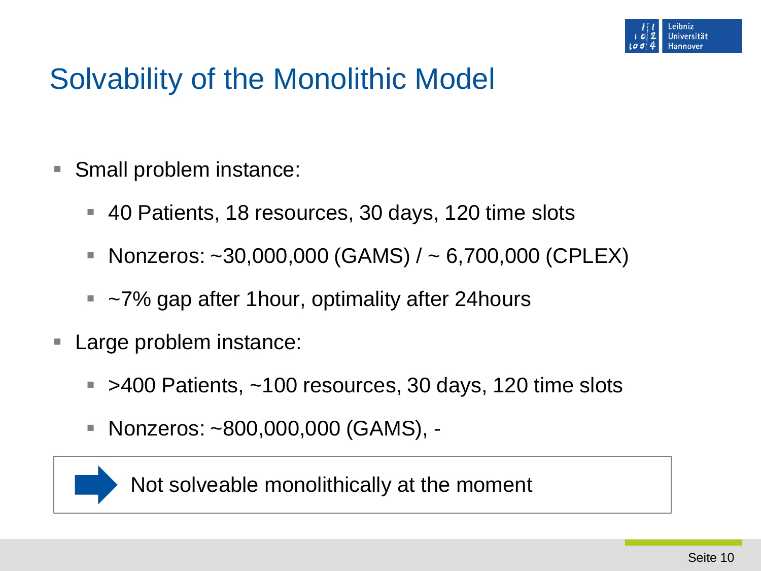# Solvability of the Monolithic Model

- Small problem instance:
  - 40 Patients, 18 resources, 30 days, 120 time slots
  - Nonzeros: ~30,000,000 (GAMS) / ~ 6,700,000 (CPLEX)
  - ~7% gap after 1hour, optimality after 24hours
- Large problem instance:
  - >400 Patients, ~100 resources, 30 days, 120 time slots
  - Nonzeros: ~800,000,000 (GAMS), -

➡ Not solveable monolithically at the moment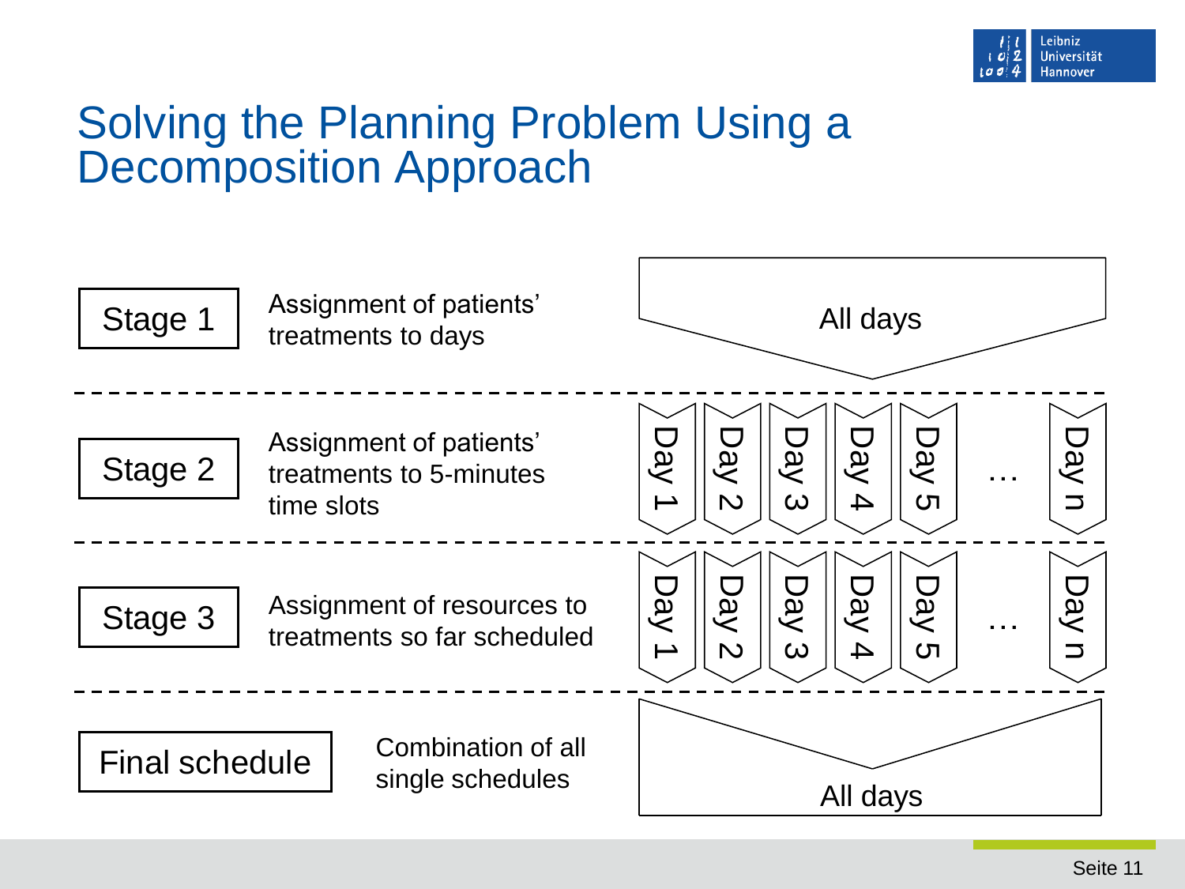# Solving the Planning Problem Using a Decomposition Approach

| Stage | Description | Scope |
|---|---|---|
| Stage 1 | Assignment of patients' treatments to days | All days |
| Stage 2 | Assignment of patients' treatments to 5-minutes time slots | Day 1, Day 2, Day 3, Day 4, Day 5, …, Day n |
| Stage 3 | Assignment of resources to treatments so far scheduled | Day 1, Day 2, Day 3, Day 4, Day 5, …, Day n |
| Final schedule | Combination of all single schedules | All days |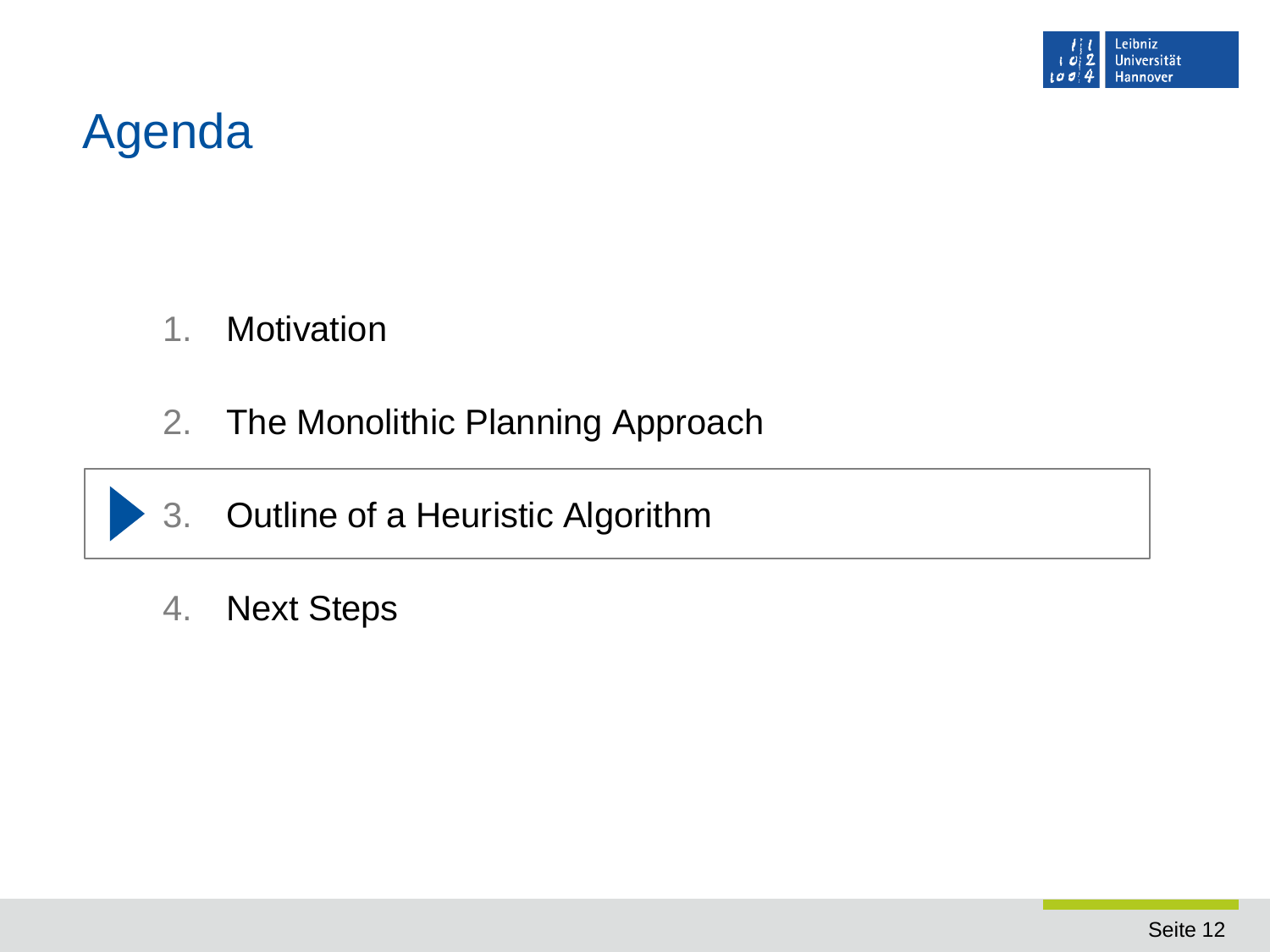# Agenda

1. Motivation
2. The Monolithic Planning Approach
3. Outline of a Heuristic Algorithm
4. Next Steps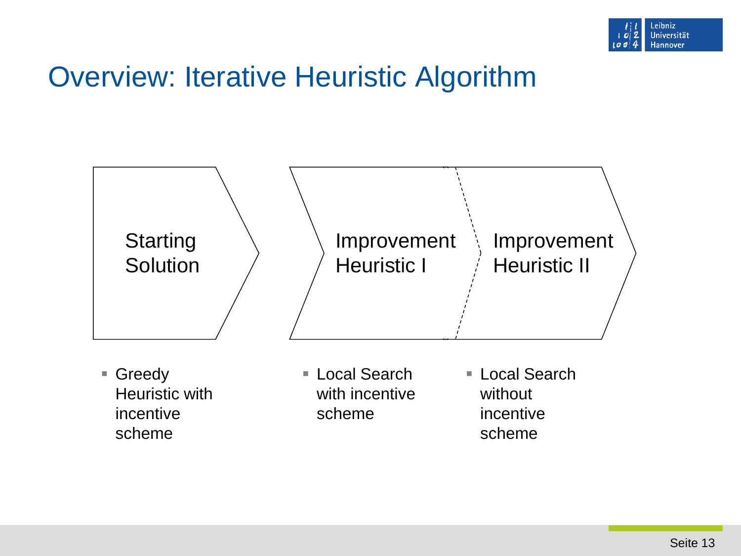# Overview: Iterative Heuristic Algorithm

Starting Solution → Improvement Heuristic I → Improvement Heuristic II

- Greedy Heuristic with incentive scheme
- Local Search with incentive scheme
- Local Search without incentive scheme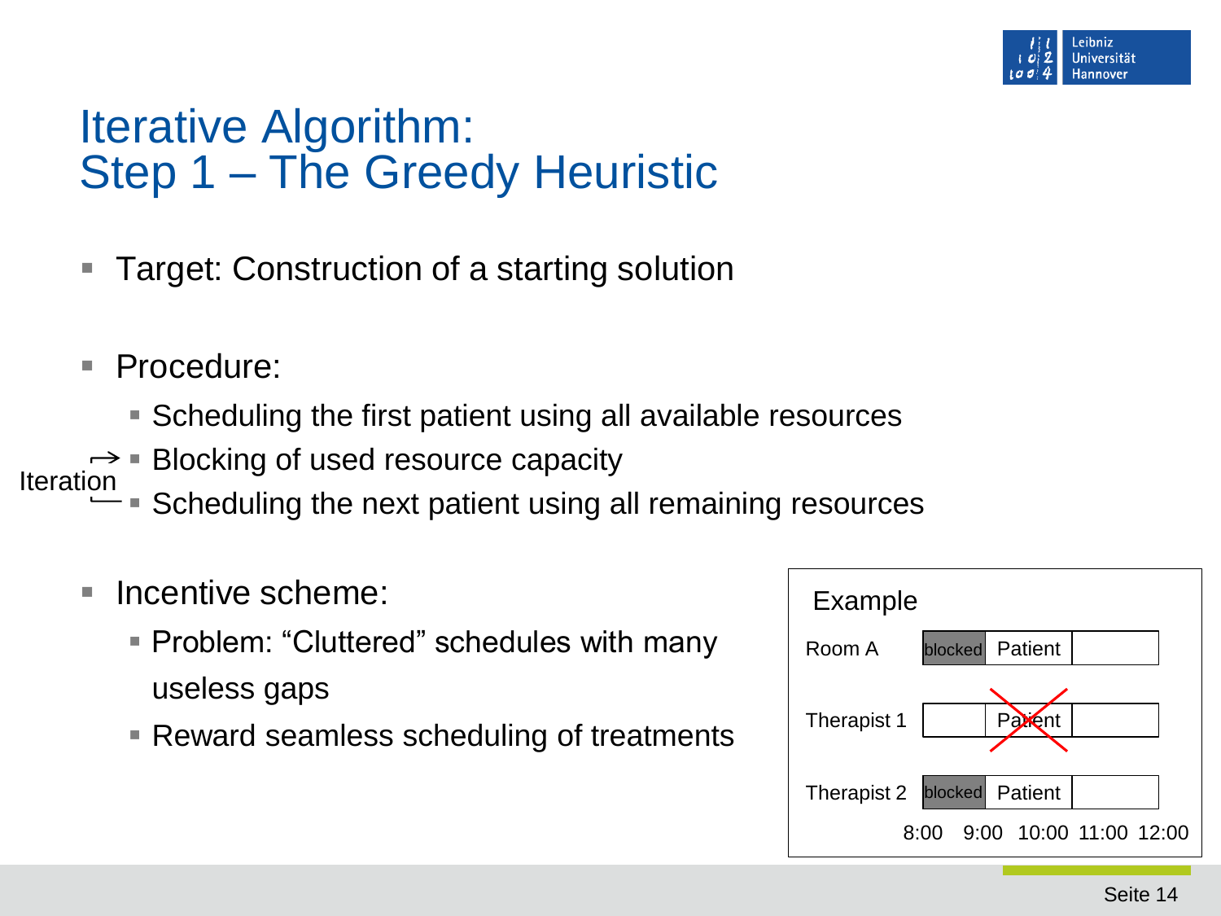# Iterative Algorithm: Step 1 – The Greedy Heuristic

- Target: Construction of a starting solution

- Procedure:
  - Scheduling the first patient using all available resources
  - Blocking of used resource capacity
  - Scheduling the next patient using all remaining resources

  Iteration

- Incentive scheme:
  - Problem: "Cluttered" schedules with many useless gaps
  - Reward seamless scheduling of treatments

Example

|  | 8:00–9:00 | 9:00–10:00 | 10:00–11:00 |
| --- | --- | --- | --- |
| Room A | blocked | Patient | |
| Therapist 1 | | ~~Patient~~ | |
| Therapist 2 | blocked | Patient | |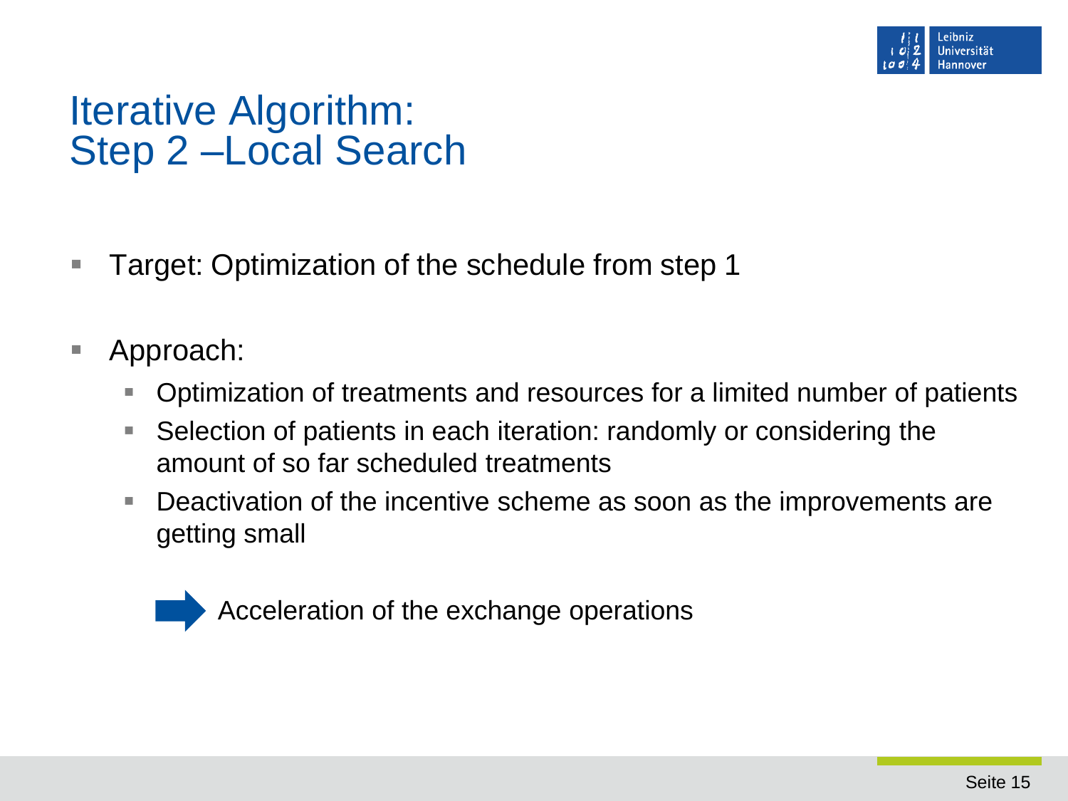# Iterative Algorithm: Step 2 –Local Search

- Target: Optimization of the schedule from step 1
- Approach:
  - Optimization of treatments and resources for a limited number of patients
  - Selection of patients in each iteration: randomly or considering the amount of so far scheduled treatments
  - Deactivation of the incentive scheme as soon as the improvements are getting small

➡ Acceleration of the exchange operations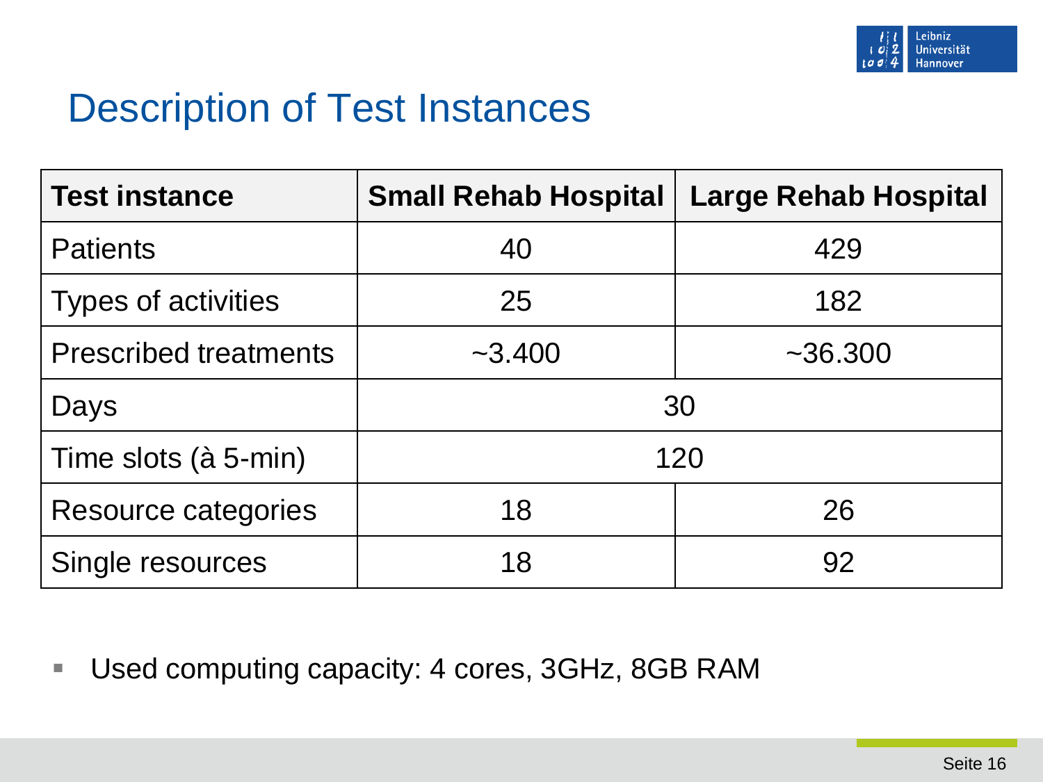# Description of Test Instances

| Test instance | Small Rehab Hospital | Large Rehab Hospital |
|---|---|---|
| Patients | 40 | 429 |
| Types of activities | 25 | 182 |
| Prescribed treatments | ~3.400 | ~36.300 |
| Days | 30 | |
| Time slots (à 5-min) | 120 | |
| Resource categories | 18 | 26 |
| Single resources | 18 | 92 |

- Used computing capacity: 4 cores, 3GHz, 8GB RAM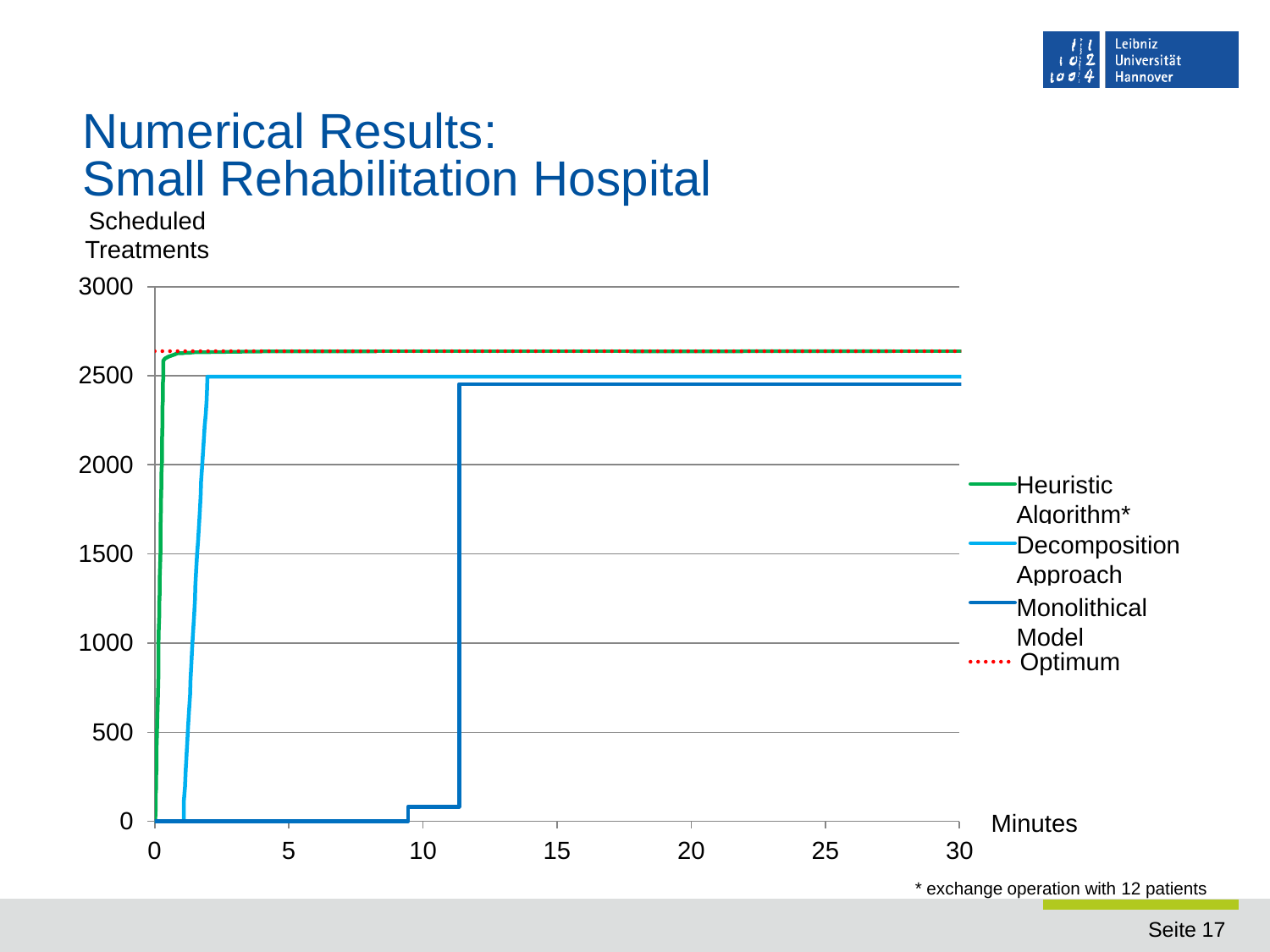# Numerical Results: Small Rehabilitation Hospital

Scheduled Treatments

3000
2500
2000
1500
1000
500
0

0 5 10 15 20 25 30 Minutes

- Heuristic Algorithm*
- Decomposition Approach
- Monolithical Model
- Optimum

\* exchange operation with 12 patients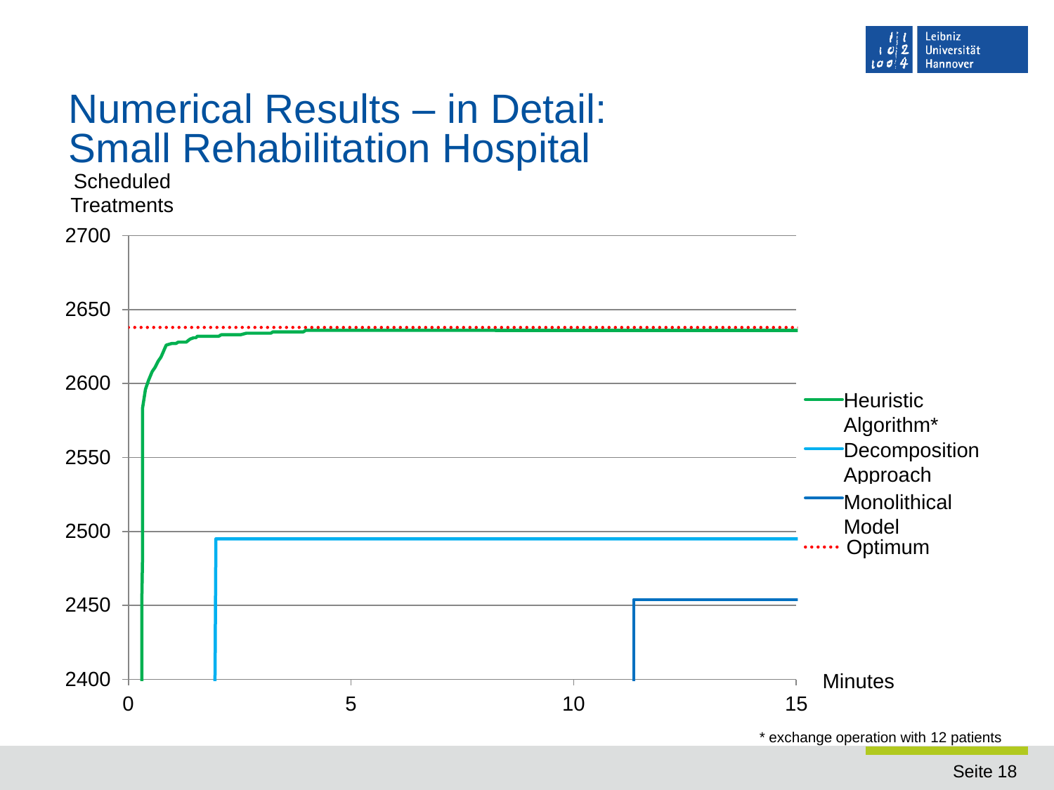# Numerical Results – in Detail: Small Rehabilitation Hospital

Scheduled Treatments

2700

2650

2600

2550

2500

2450

2400

0 5 10 15

Minutes

Heuristic Algorithm*

Decomposition Approach

Monolithical Model

Optimum

* exchange operation with 12 patients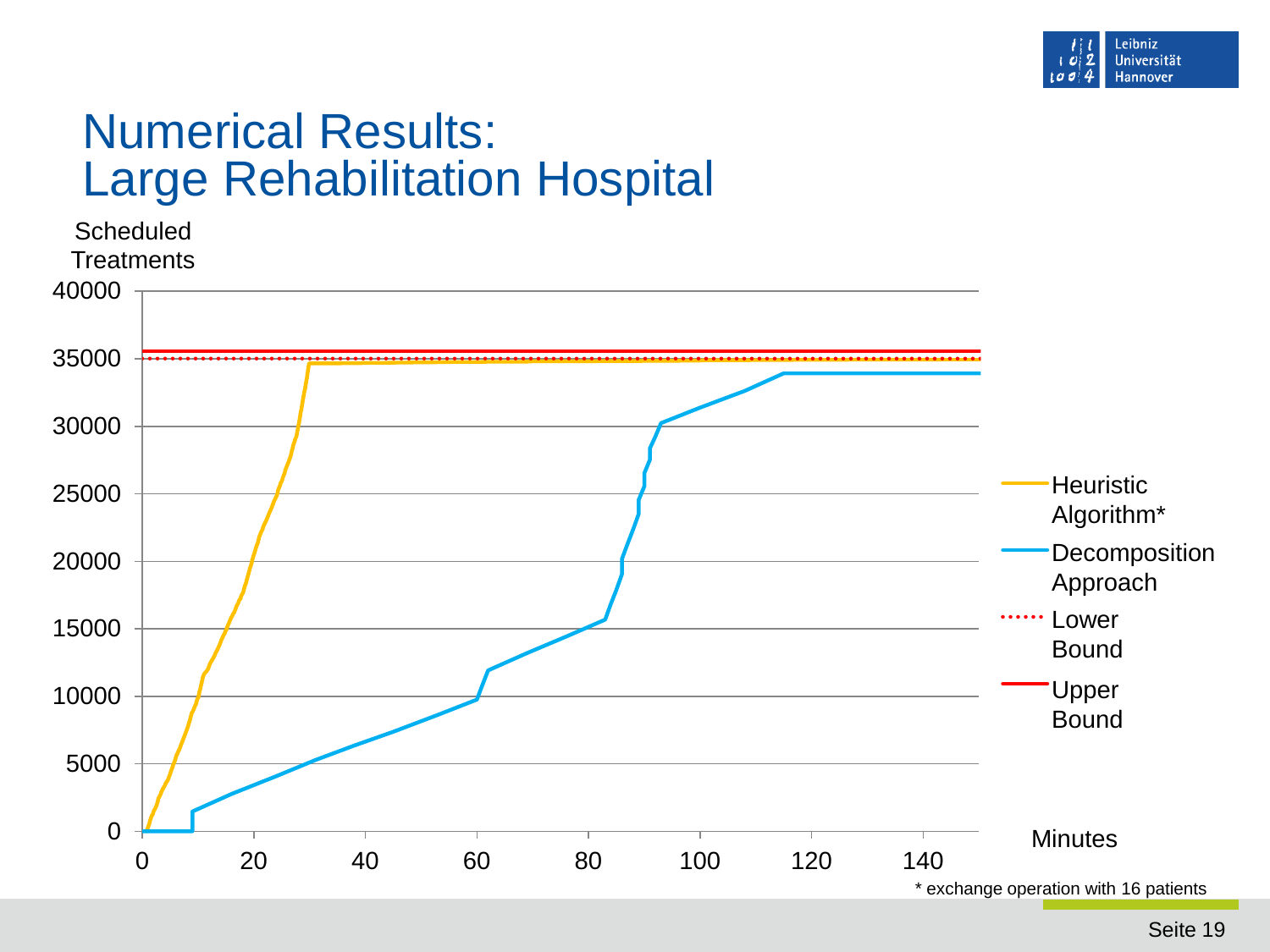# Numerical Results: Large Rehabilitation Hospital

Scheduled Treatments

Minutes

- Heuristic Algorithm*
- Decomposition Approach
- Lower Bound
- Upper Bound

\* exchange operation with 16 patients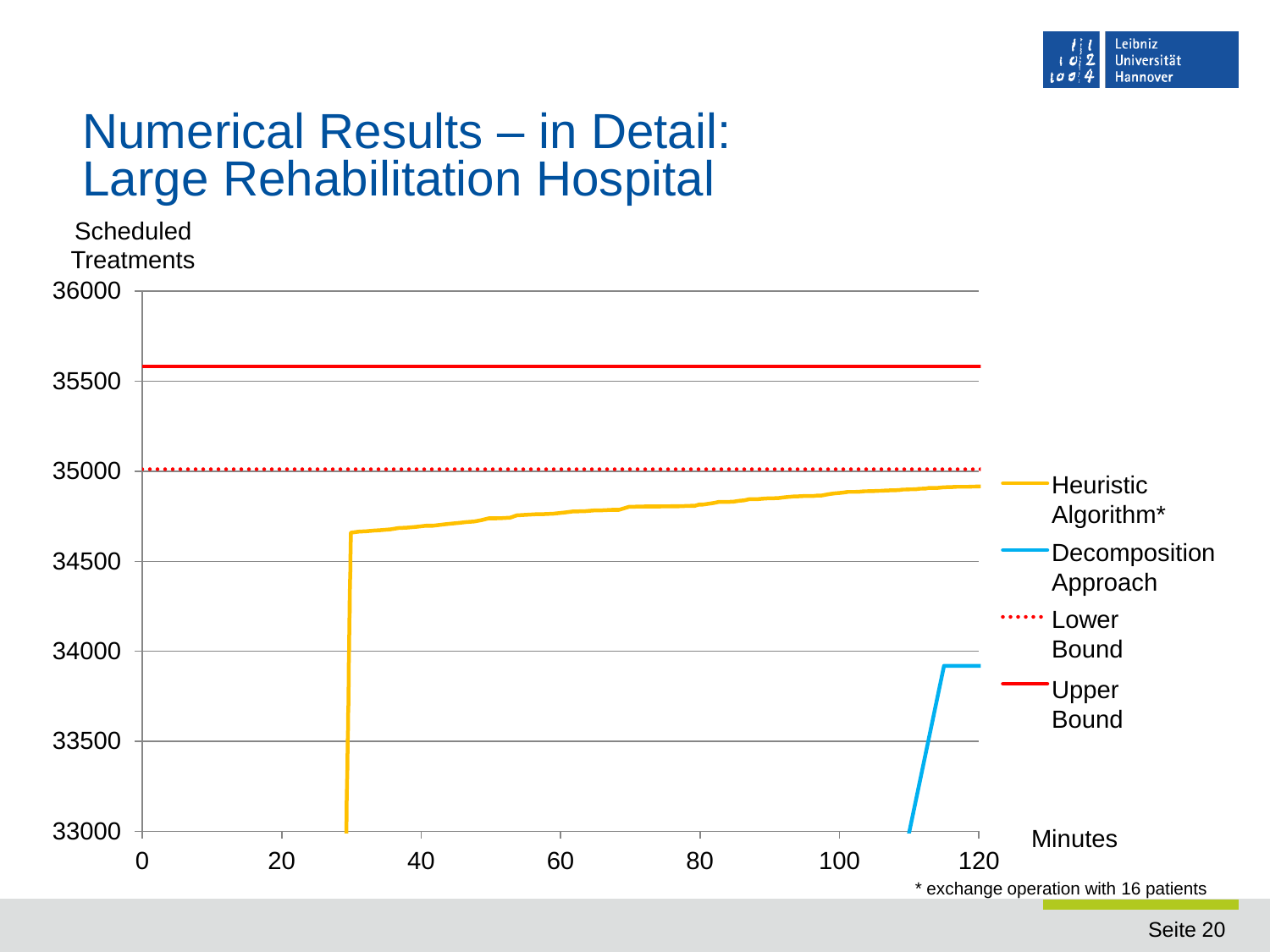# Numerical Results – in Detail: Large Rehabilitation Hospital

Scheduled Treatments

36000
35500
35000
34500
34000
33500
33000

0 20 40 60 80 100 120

Minutes

Heuristic Algorithm*

Decomposition Approach

Lower Bound

Upper Bound

* exchange operation with 16 patients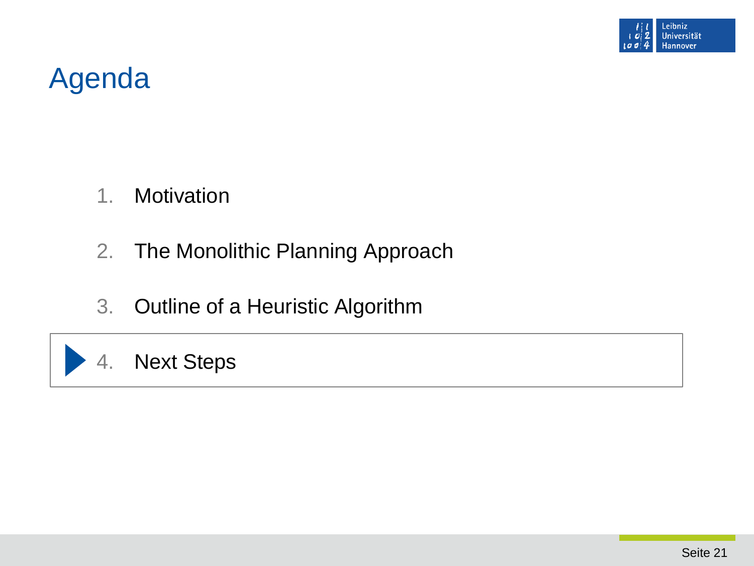# Agenda

1. Motivation
2. The Monolithic Planning Approach
3. Outline of a Heuristic Algorithm
4. Next Steps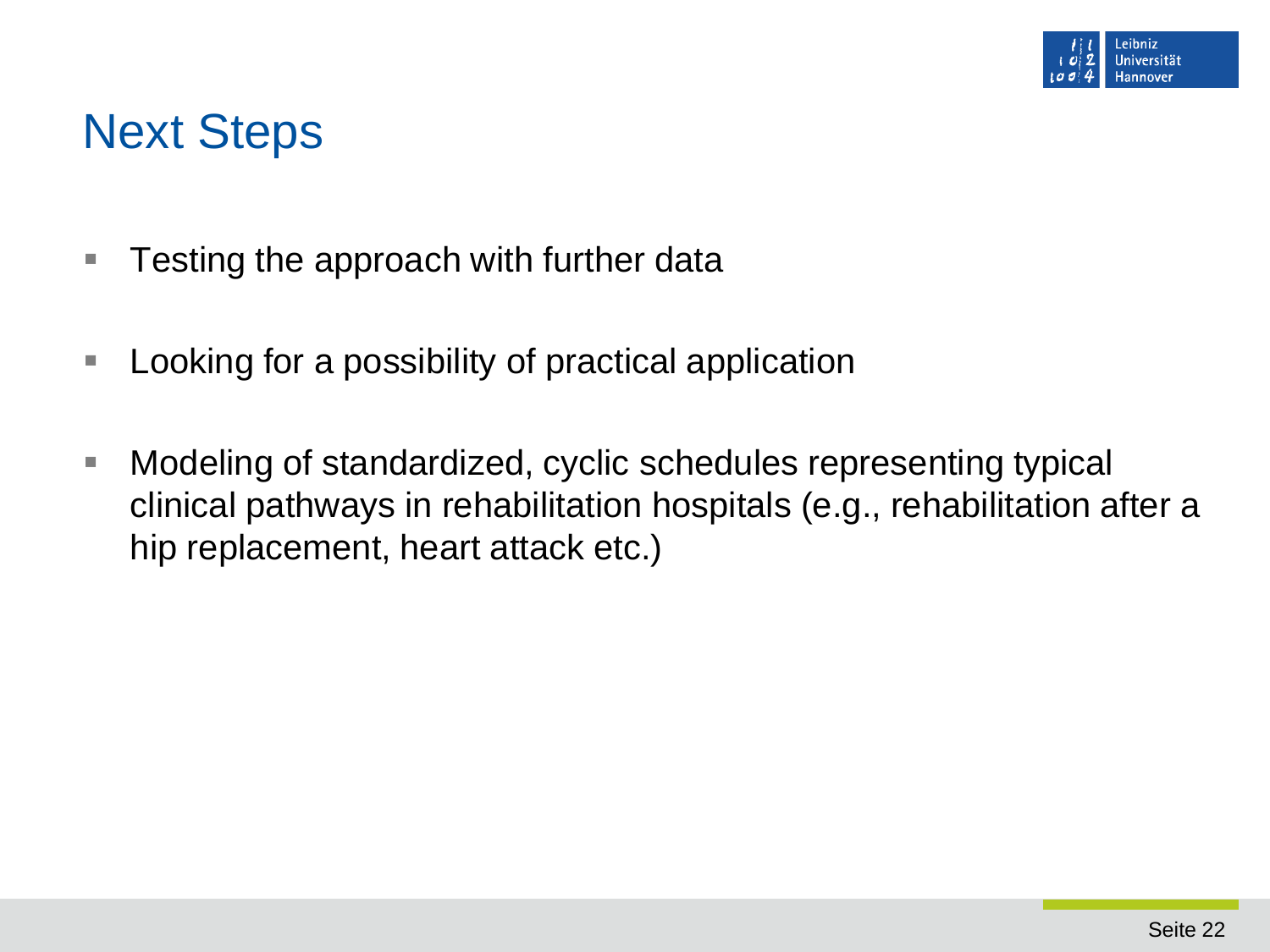# Next Steps

- Testing the approach with further data
- Looking for a possibility of practical application
- Modeling of standardized, cyclic schedules representing typical clinical pathways in rehabilitation hospitals (e.g., rehabilitation after a hip replacement, heart attack etc.)